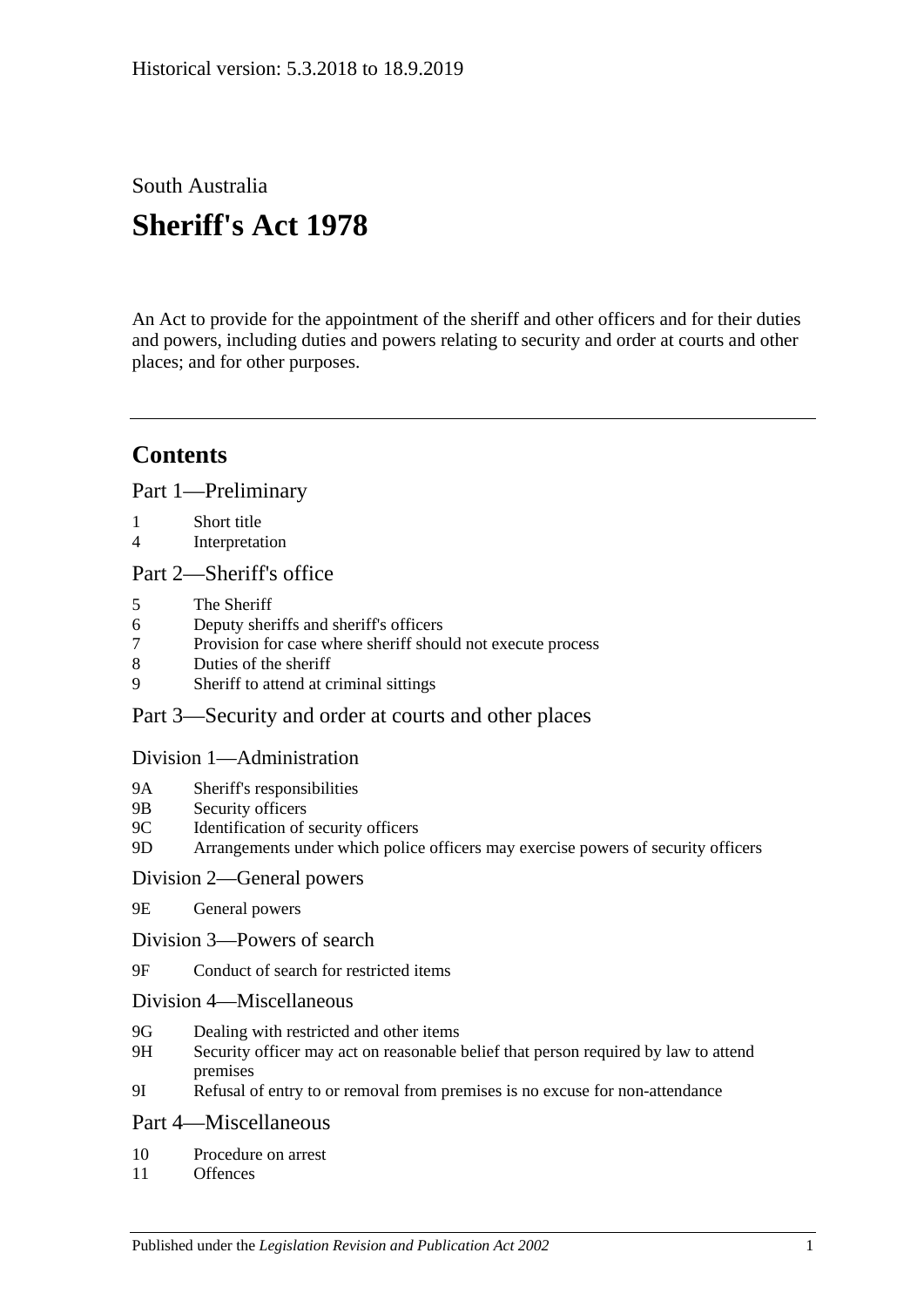Historical version: 5.3.2018 to 18.9.2019

South Australia

# Sheriff's Act 1978

An Act to provide for the appointment of the sheriff and other officers and for their duties and powers, including duties and powers relating to security and order at courts and other places; and for other purposes.

## Contents

Part 1—Preliminary

1 Short title
4 Interpretation

Part 2—Sheriff's office

5 The Sheriff
6 Deputy sheriffs and sheriff's officers
7 Provision for case where sheriff should not execute process
8 Duties of the sheriff
9 Sheriff to attend at criminal sittings

Part 3—Security and order at courts and other places

Division 1—Administration

9A Sheriff's responsibilities
9B Security officers
9C Identification of security officers
9D Arrangements under which police officers may exercise powers of security officers

Division 2—General powers

9E General powers

Division 3—Powers of search

9F Conduct of search for restricted items

Division 4—Miscellaneous

9G Dealing with restricted and other items
9H Security officer may act on reasonable belief that person required by law to attend premises
9I Refusal of entry to or removal from premises is no excuse for non-attendance

Part 4—Miscellaneous

10 Procedure on arrest
11 Offences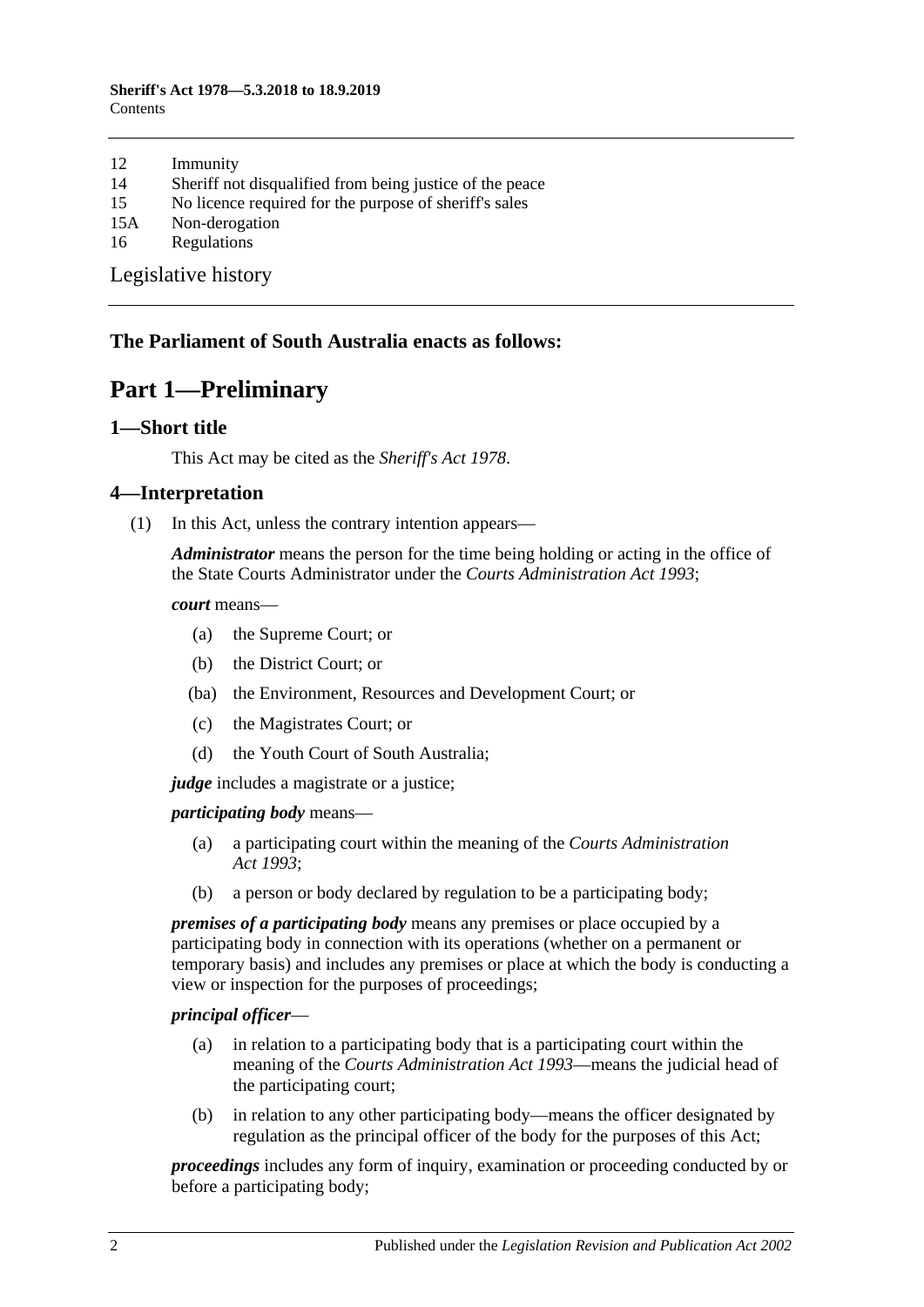12 Immunity
14 Sheriff not disqualified from being justice of the peace
15 No licence required for the purpose of sheriff's sales
15A Non-derogation
16 Regulations

Legislative history

**The Parliament of South Australia enacts as follows:**

# Part 1—Preliminary

## 1—Short title

This Act may be cited as the *Sheriff's Act 1978*.

## 4—Interpretation

(1) In this Act, unless the contrary intention appears—

***Administrator*** means the person for the time being holding or acting in the office of the State Courts Administrator under the *Courts Administration Act 1993*;

***court*** means—

- (a) the Supreme Court; or
- (b) the District Court; or
- (ba) the Environment, Resources and Development Court; or
- (c) the Magistrates Court; or
- (d) the Youth Court of South Australia;

***judge*** includes a magistrate or a justice;

***participating body*** means—

- (a) a participating court within the meaning of the *Courts Administration Act 1993*;
- (b) a person or body declared by regulation to be a participating body;

***premises of a participating body*** means any premises or place occupied by a participating body in connection with its operations (whether on a permanent or temporary basis) and includes any premises or place at which the body is conducting a view or inspection for the purposes of proceedings;

***principal officer***—

- (a) in relation to a participating body that is a participating court within the meaning of the *Courts Administration Act 1993*—means the judicial head of the participating court;
- (b) in relation to any other participating body—means the officer designated by regulation as the principal officer of the body for the purposes of this Act;

***proceedings*** includes any form of inquiry, examination or proceeding conducted by or before a participating body;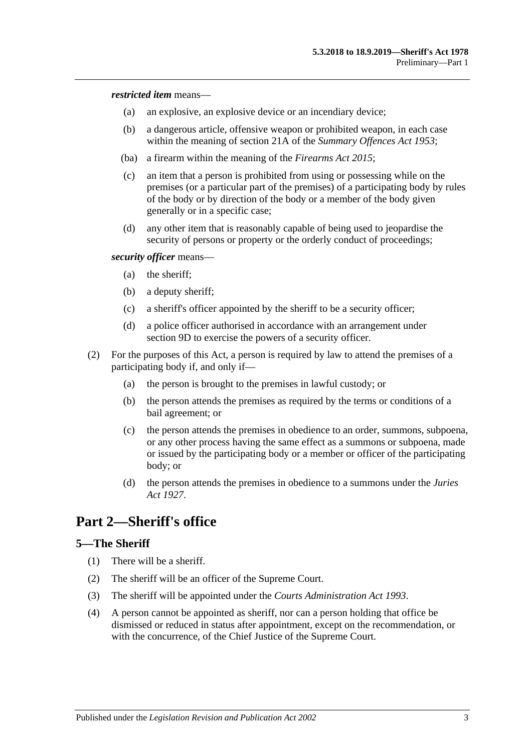***restricted item*** means—

- (a) an explosive, an explosive device or an incendiary device;
- (b) a dangerous article, offensive weapon or prohibited weapon, in each case within the meaning of section 21A of the *Summary Offences Act 1953*;
- (ba) a firearm within the meaning of the *Firearms Act 2015*;
- (c) an item that a person is prohibited from using or possessing while on the premises (or a particular part of the premises) of a participating body by rules of the body or by direction of the body or a member of the body given generally or in a specific case;
- (d) any other item that is reasonably capable of being used to jeopardise the security of persons or property or the orderly conduct of proceedings;

***security officer*** means—

- (a) the sheriff;
- (b) a deputy sheriff;
- (c) a sheriff's officer appointed by the sheriff to be a security officer;
- (d) a police officer authorised in accordance with an arrangement under section 9D to exercise the powers of a security officer.

(2) For the purposes of this Act, a person is required by law to attend the premises of a participating body if, and only if—

- (a) the person is brought to the premises in lawful custody; or
- (b) the person attends the premises as required by the terms or conditions of a bail agreement; or
- (c) the person attends the premises in obedience to an order, summons, subpoena, or any other process having the same effect as a summons or subpoena, made or issued by the participating body or a member or officer of the participating body; or
- (d) the person attends the premises in obedience to a summons under the *Juries Act 1927*.

# Part 2—Sheriff's office

## 5—The Sheriff

(1) There will be a sheriff.

(2) The sheriff will be an officer of the Supreme Court.

(3) The sheriff will be appointed under the *Courts Administration Act 1993*.

(4) A person cannot be appointed as sheriff, nor can a person holding that office be dismissed or reduced in status after appointment, except on the recommendation, or with the concurrence, of the Chief Justice of the Supreme Court.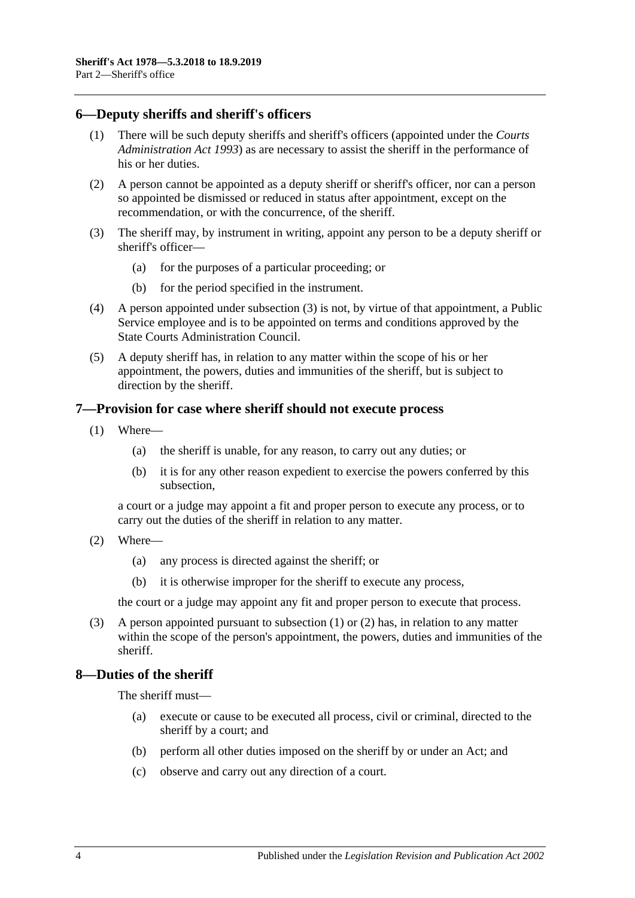## 6—Deputy sheriffs and sheriff's officers

(1) There will be such deputy sheriffs and sheriff's officers (appointed under the *Courts Administration Act 1993*) as are necessary to assist the sheriff in the performance of his or her duties.

(2) A person cannot be appointed as a deputy sheriff or sheriff's officer, nor can a person so appointed be dismissed or reduced in status after appointment, except on the recommendation, or with the concurrence, of the sheriff.

(3) The sheriff may, by instrument in writing, appoint any person to be a deputy sheriff or sheriff's officer—

- (a) for the purposes of a particular proceeding; or
- (b) for the period specified in the instrument.

(4) A person appointed under subsection (3) is not, by virtue of that appointment, a Public Service employee and is to be appointed on terms and conditions approved by the State Courts Administration Council.

(5) A deputy sheriff has, in relation to any matter within the scope of his or her appointment, the powers, duties and immunities of the sheriff, but is subject to direction by the sheriff.

## 7—Provision for case where sheriff should not execute process

(1) Where—

- (a) the sheriff is unable, for any reason, to carry out any duties; or
- (b) it is for any other reason expedient to exercise the powers conferred by this subsection,

a court or a judge may appoint a fit and proper person to execute any process, or to carry out the duties of the sheriff in relation to any matter.

(2) Where—

- (a) any process is directed against the sheriff; or
- (b) it is otherwise improper for the sheriff to execute any process,

the court or a judge may appoint any fit and proper person to execute that process.

(3) A person appointed pursuant to subsection (1) or (2) has, in relation to any matter within the scope of the person's appointment, the powers, duties and immunities of the sheriff.

## 8—Duties of the sheriff

The sheriff must—

- (a) execute or cause to be executed all process, civil or criminal, directed to the sheriff by a court; and
- (b) perform all other duties imposed on the sheriff by or under an Act; and
- (c) observe and carry out any direction of a court.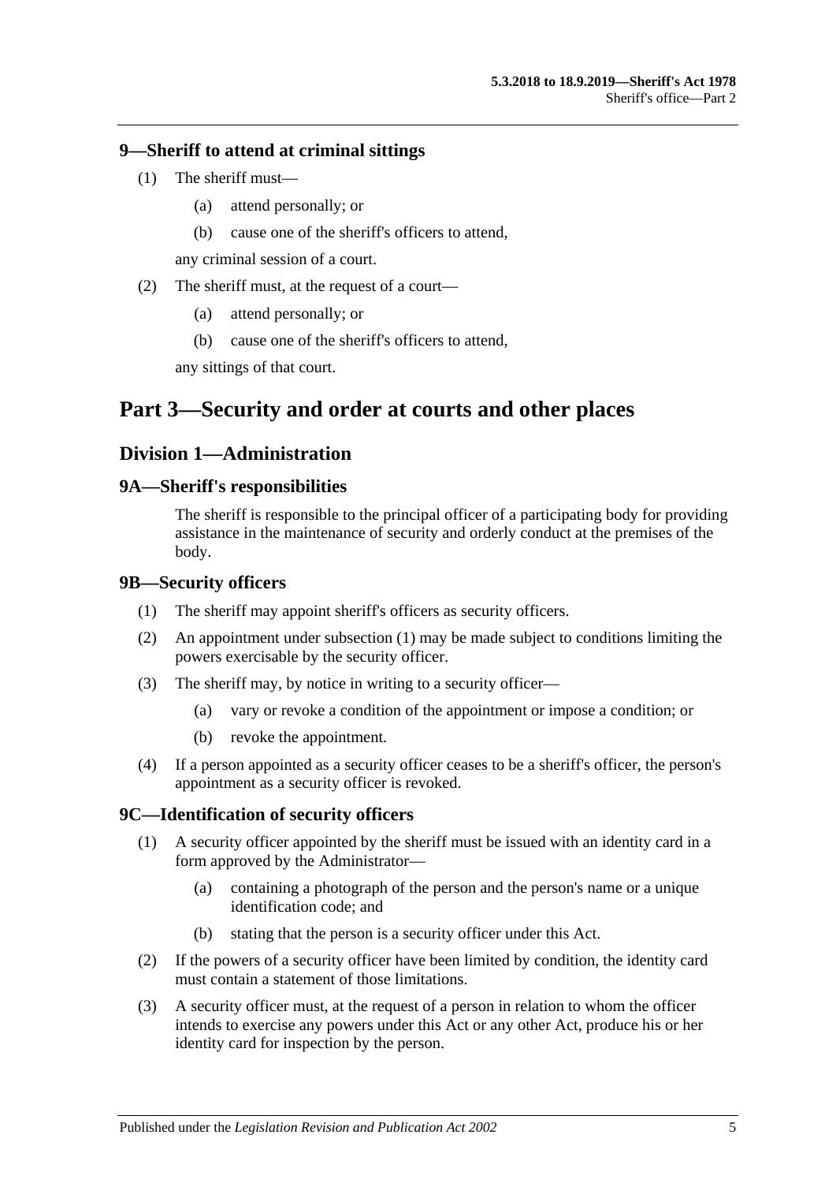### 9—Sheriff to attend at criminal sittings

(1) The sheriff must—

(a) attend personally; or

(b) cause one of the sheriff's officers to attend,

any criminal session of a court.

(2) The sheriff must, at the request of a court—

(a) attend personally; or

(b) cause one of the sheriff's officers to attend,

any sittings of that court.

# Part 3—Security and order at courts and other places

## Division 1—Administration

### 9A—Sheriff's responsibilities

The sheriff is responsible to the principal officer of a participating body for providing assistance in the maintenance of security and orderly conduct at the premises of the body.

### 9B—Security officers

(1) The sheriff may appoint sheriff's officers as security officers.

(2) An appointment under subsection (1) may be made subject to conditions limiting the powers exercisable by the security officer.

(3) The sheriff may, by notice in writing to a security officer—

(a) vary or revoke a condition of the appointment or impose a condition; or

(b) revoke the appointment.

(4) If a person appointed as a security officer ceases to be a sheriff's officer, the person's appointment as a security officer is revoked.

### 9C—Identification of security officers

(1) A security officer appointed by the sheriff must be issued with an identity card in a form approved by the Administrator—

(a) containing a photograph of the person and the person's name or a unique identification code; and

(b) stating that the person is a security officer under this Act.

(2) If the powers of a security officer have been limited by condition, the identity card must contain a statement of those limitations.

(3) A security officer must, at the request of a person in relation to whom the officer intends to exercise any powers under this Act or any other Act, produce his or her identity card for inspection by the person.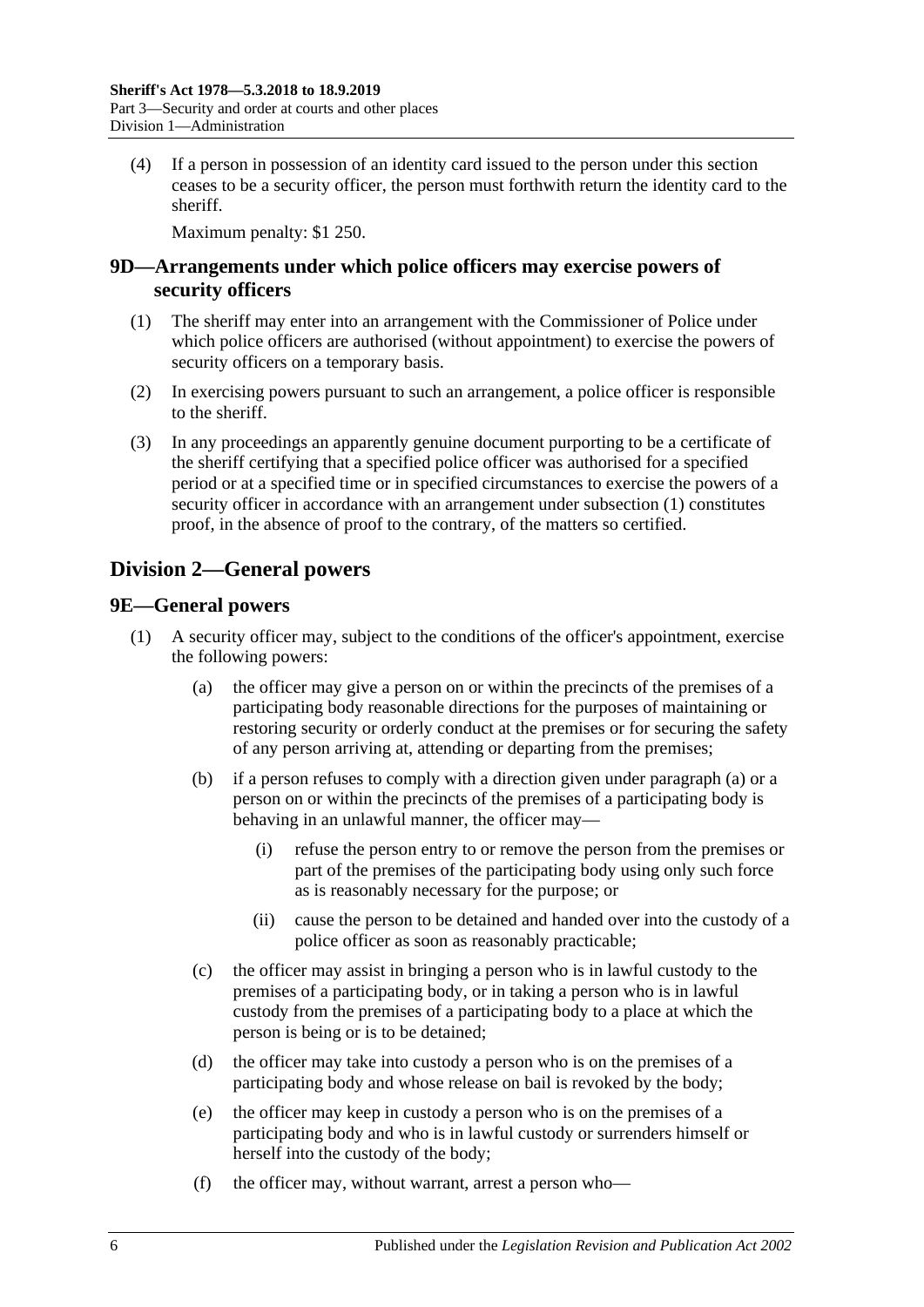(4) If a person in possession of an identity card issued to the person under this section ceases to be a security officer, the person must forthwith return the identity card to the sheriff.

Maximum penalty: $1 250.

## 9D—Arrangements under which police officers may exercise powers of security officers

(1) The sheriff may enter into an arrangement with the Commissioner of Police under which police officers are authorised (without appointment) to exercise the powers of security officers on a temporary basis.

(2) In exercising powers pursuant to such an arrangement, a police officer is responsible to the sheriff.

(3) In any proceedings an apparently genuine document purporting to be a certificate of the sheriff certifying that a specified police officer was authorised for a specified period or at a specified time or in specified circumstances to exercise the powers of a security officer in accordance with an arrangement under subsection (1) constitutes proof, in the absence of proof to the contrary, of the matters so certified.

# Division 2—General powers

## 9E—General powers

(1) A security officer may, subject to the conditions of the officer's appointment, exercise the following powers:

(a) the officer may give a person on or within the precincts of the premises of a participating body reasonable directions for the purposes of maintaining or restoring security or orderly conduct at the premises or for securing the safety of any person arriving at, attending or departing from the premises;

(b) if a person refuses to comply with a direction given under paragraph (a) or a person on or within the precincts of the premises of a participating body is behaving in an unlawful manner, the officer may—

(i) refuse the person entry to or remove the person from the premises or part of the premises of the participating body using only such force as is reasonably necessary for the purpose; or

(ii) cause the person to be detained and handed over into the custody of a police officer as soon as reasonably practicable;

(c) the officer may assist in bringing a person who is in lawful custody to the premises of a participating body, or in taking a person who is in lawful custody from the premises of a participating body to a place at which the person is being or is to be detained;

(d) the officer may take into custody a person who is on the premises of a participating body and whose release on bail is revoked by the body;

(e) the officer may keep in custody a person who is on the premises of a participating body and who is in lawful custody or surrenders himself or herself into the custody of the body;

(f) the officer may, without warrant, arrest a person who—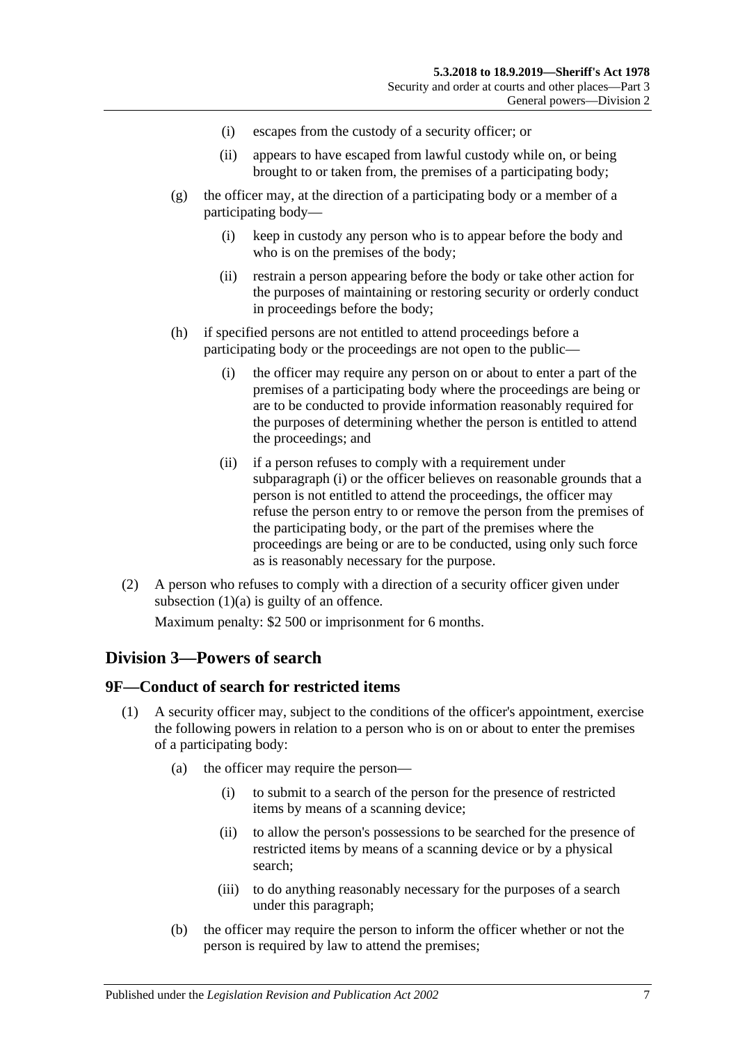(i) escapes from the custody of a security officer; or

(ii) appears to have escaped from lawful custody while on, or being brought to or taken from, the premises of a participating body;

(g) the officer may, at the direction of a participating body or a member of a participating body—

(i) keep in custody any person who is to appear before the body and who is on the premises of the body;

(ii) restrain a person appearing before the body or take other action for the purposes of maintaining or restoring security or orderly conduct in proceedings before the body;

(h) if specified persons are not entitled to attend proceedings before a participating body or the proceedings are not open to the public—

(i) the officer may require any person on or about to enter a part of the premises of a participating body where the proceedings are being or are to be conducted to provide information reasonably required for the purposes of determining whether the person is entitled to attend the proceedings; and

(ii) if a person refuses to comply with a requirement under subparagraph (i) or the officer believes on reasonable grounds that a person is not entitled to attend the proceedings, the officer may refuse the person entry to or remove the person from the premises of the participating body, or the part of the premises where the proceedings are being or are to be conducted, using only such force as is reasonably necessary for the purpose.

(2) A person who refuses to comply with a direction of a security officer given under subsection (1)(a) is guilty of an offence.

Maximum penalty: $2 500 or imprisonment for 6 months.

## Division 3—Powers of search

### 9F—Conduct of search for restricted items

(1) A security officer may, subject to the conditions of the officer's appointment, exercise the following powers in relation to a person who is on or about to enter the premises of a participating body:

(a) the officer may require the person—

(i) to submit to a search of the person for the presence of restricted items by means of a scanning device;

(ii) to allow the person's possessions to be searched for the presence of restricted items by means of a scanning device or by a physical search;

(iii) to do anything reasonably necessary for the purposes of a search under this paragraph;

(b) the officer may require the person to inform the officer whether or not the person is required by law to attend the premises;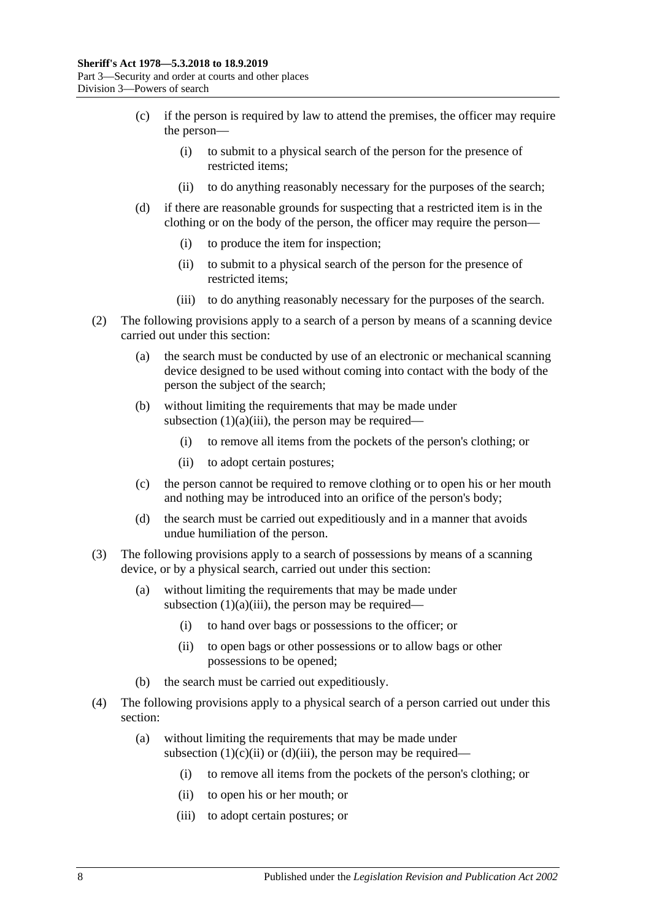(c) if the person is required by law to attend the premises, the officer may require the person—

    (i) to submit to a physical search of the person for the presence of restricted items;

    (ii) to do anything reasonably necessary for the purposes of the search;

(d) if there are reasonable grounds for suspecting that a restricted item is in the clothing or on the body of the person, the officer may require the person—

    (i) to produce the item for inspection;

    (ii) to submit to a physical search of the person for the presence of restricted items;

    (iii) to do anything reasonably necessary for the purposes of the search.

(2) The following provisions apply to a search of a person by means of a scanning device carried out under this section:

(a) the search must be conducted by use of an electronic or mechanical scanning device designed to be used without coming into contact with the body of the person the subject of the search;

(b) without limiting the requirements that may be made under subsection (1)(a)(iii), the person may be required—

    (i) to remove all items from the pockets of the person's clothing; or

    (ii) to adopt certain postures;

(c) the person cannot be required to remove clothing or to open his or her mouth and nothing may be introduced into an orifice of the person's body;

(d) the search must be carried out expeditiously and in a manner that avoids undue humiliation of the person.

(3) The following provisions apply to a search of possessions by means of a scanning device, or by a physical search, carried out under this section:

(a) without limiting the requirements that may be made under subsection (1)(a)(iii), the person may be required—

    (i) to hand over bags or possessions to the officer; or

    (ii) to open bags or other possessions or to allow bags or other possessions to be opened;

(b) the search must be carried out expeditiously.

(4) The following provisions apply to a physical search of a person carried out under this section:

(a) without limiting the requirements that may be made under subsection (1)(c)(ii) or (d)(iii), the person may be required—

    (i) to remove all items from the pockets of the person's clothing; or

    (ii) to open his or her mouth; or

    (iii) to adopt certain postures; or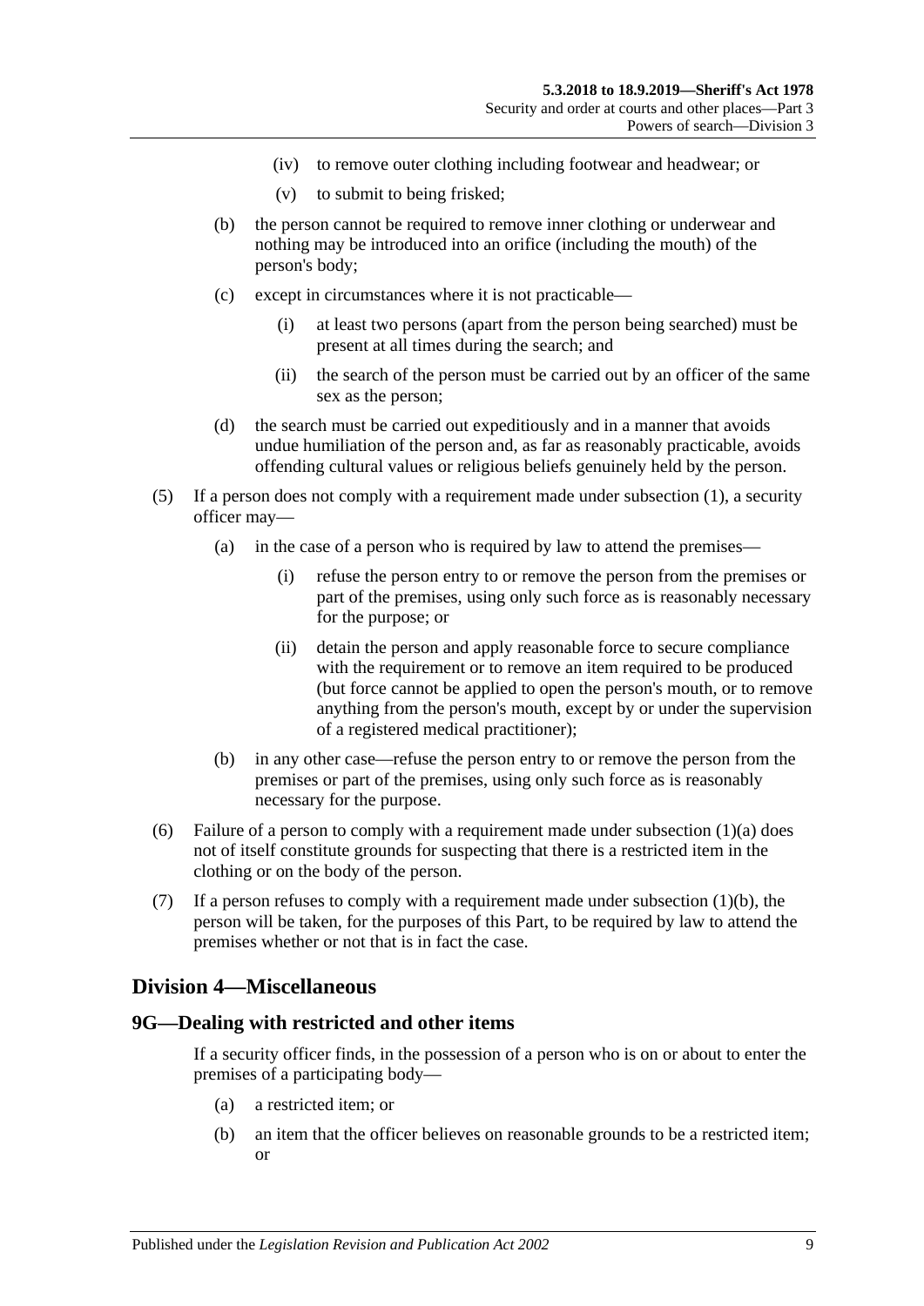(iv) to remove outer clothing including footwear and headwear; or

(v) to submit to being frisked;

(b) the person cannot be required to remove inner clothing or underwear and nothing may be introduced into an orifice (including the mouth) of the person's body;

(c) except in circumstances where it is not practicable—

(i) at least two persons (apart from the person being searched) must be present at all times during the search; and

(ii) the search of the person must be carried out by an officer of the same sex as the person;

(d) the search must be carried out expeditiously and in a manner that avoids undue humiliation of the person and, as far as reasonably practicable, avoids offending cultural values or religious beliefs genuinely held by the person.

(5) If a person does not comply with a requirement made under subsection (1), a security officer may—

(a) in the case of a person who is required by law to attend the premises—

(i) refuse the person entry to or remove the person from the premises or part of the premises, using only such force as is reasonably necessary for the purpose; or

(ii) detain the person and apply reasonable force to secure compliance with the requirement or to remove an item required to be produced (but force cannot be applied to open the person's mouth, or to remove anything from the person's mouth, except by or under the supervision of a registered medical practitioner);

(b) in any other case—refuse the person entry to or remove the person from the premises or part of the premises, using only such force as is reasonably necessary for the purpose.

(6) Failure of a person to comply with a requirement made under subsection (1)(a) does not of itself constitute grounds for suspecting that there is a restricted item in the clothing or on the body of the person.

(7) If a person refuses to comply with a requirement made under subsection (1)(b), the person will be taken, for the purposes of this Part, to be required by law to attend the premises whether or not that is in fact the case.

## Division 4—Miscellaneous

### 9G—Dealing with restricted and other items

If a security officer finds, in the possession of a person who is on or about to enter the premises of a participating body—

(a) a restricted item; or

(b) an item that the officer believes on reasonable grounds to be a restricted item; or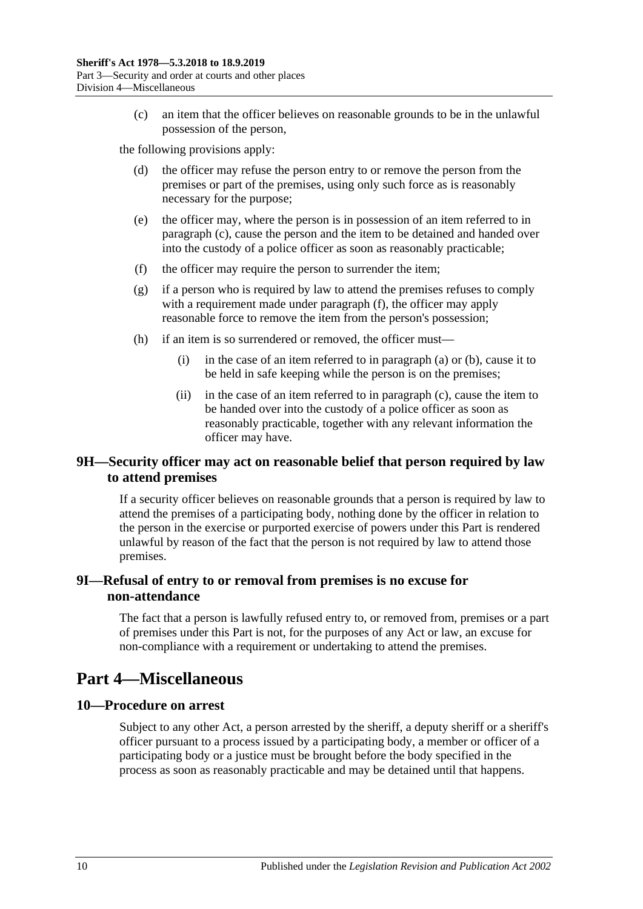(c) an item that the officer believes on reasonable grounds to be in the unlawful possession of the person,

the following provisions apply:

(d) the officer may refuse the person entry to or remove the person from the premises or part of the premises, using only such force as is reasonably necessary for the purpose;

(e) the officer may, where the person is in possession of an item referred to in paragraph (c), cause the person and the item to be detained and handed over into the custody of a police officer as soon as reasonably practicable;

(f) the officer may require the person to surrender the item;

(g) if a person who is required by law to attend the premises refuses to comply with a requirement made under paragraph (f), the officer may apply reasonable force to remove the item from the person's possession;

(h) if an item is so surrendered or removed, the officer must—

(i) in the case of an item referred to in paragraph (a) or (b), cause it to be held in safe keeping while the person is on the premises;

(ii) in the case of an item referred to in paragraph (c), cause the item to be handed over into the custody of a police officer as soon as reasonably practicable, together with any relevant information the officer may have.

### 9H—Security officer may act on reasonable belief that person required by law to attend premises

If a security officer believes on reasonable grounds that a person is required by law to attend the premises of a participating body, nothing done by the officer in relation to the person in the exercise or purported exercise of powers under this Part is rendered unlawful by reason of the fact that the person is not required by law to attend those premises.

### 9I—Refusal of entry to or removal from premises is no excuse for non-attendance

The fact that a person is lawfully refused entry to, or removed from, premises or a part of premises under this Part is not, for the purposes of any Act or law, an excuse for non-compliance with a requirement or undertaking to attend the premises.

## Part 4—Miscellaneous

### 10—Procedure on arrest

Subject to any other Act, a person arrested by the sheriff, a deputy sheriff or a sheriff's officer pursuant to a process issued by a participating body, a member or officer of a participating body or a justice must be brought before the body specified in the process as soon as reasonably practicable and may be detained until that happens.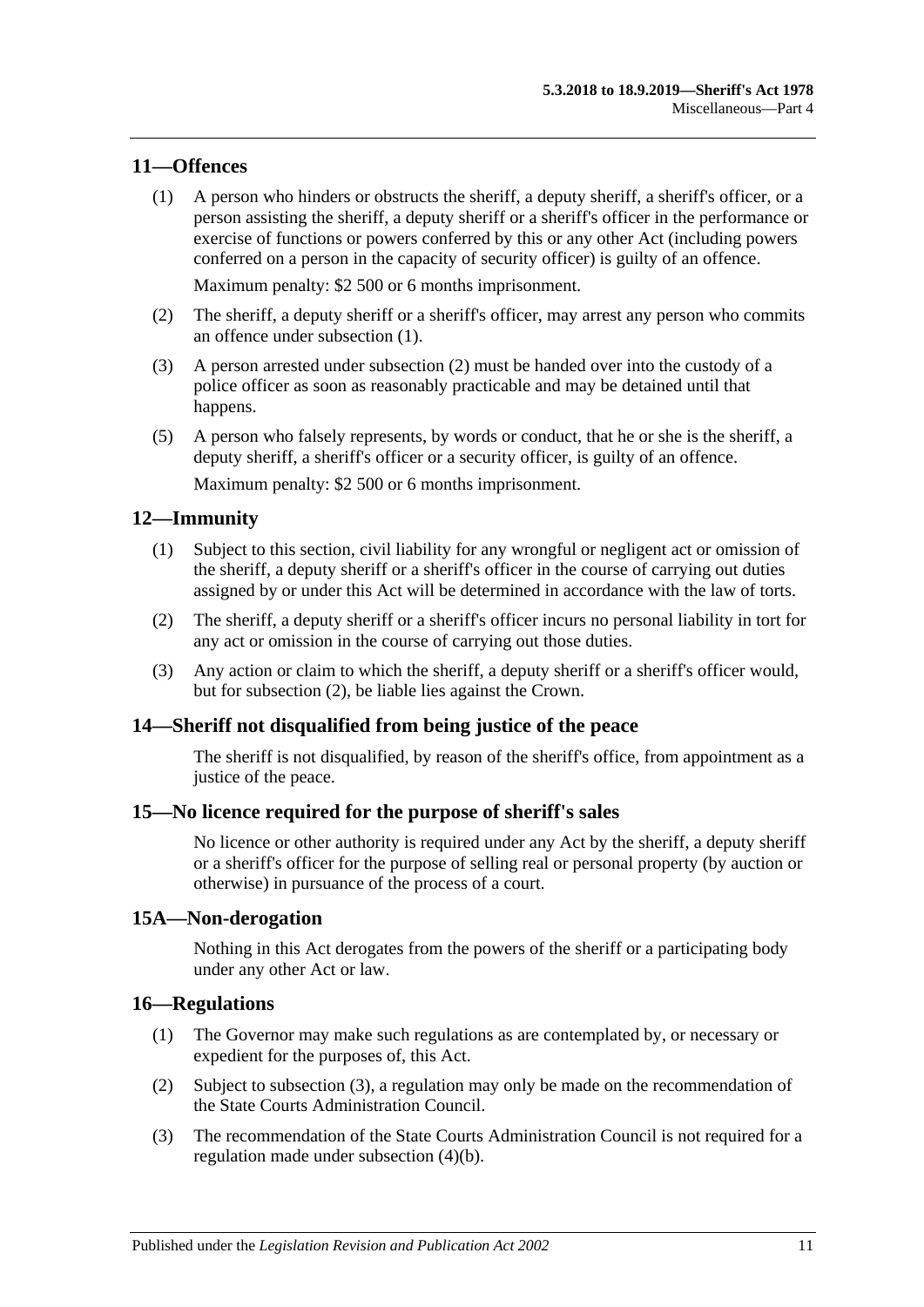## 11—Offences

(1) A person who hinders or obstructs the sheriff, a deputy sheriff, a sheriff's officer, or a person assisting the sheriff, a deputy sheriff or a sheriff's officer in the performance or exercise of functions or powers conferred by this or any other Act (including powers conferred on a person in the capacity of security officer) is guilty of an offence.

Maximum penalty: $2 500 or 6 months imprisonment.

(2) The sheriff, a deputy sheriff or a sheriff's officer, may arrest any person who commits an offence under subsection (1).

(3) A person arrested under subsection (2) must be handed over into the custody of a police officer as soon as reasonably practicable and may be detained until that happens.

(5) A person who falsely represents, by words or conduct, that he or she is the sheriff, a deputy sheriff, a sheriff's officer or a security officer, is guilty of an offence.

Maximum penalty: $2 500 or 6 months imprisonment.

## 12—Immunity

(1) Subject to this section, civil liability for any wrongful or negligent act or omission of the sheriff, a deputy sheriff or a sheriff's officer in the course of carrying out duties assigned by or under this Act will be determined in accordance with the law of torts.

(2) The sheriff, a deputy sheriff or a sheriff's officer incurs no personal liability in tort for any act or omission in the course of carrying out those duties.

(3) Any action or claim to which the sheriff, a deputy sheriff or a sheriff's officer would, but for subsection (2), be liable lies against the Crown.

## 14—Sheriff not disqualified from being justice of the peace

The sheriff is not disqualified, by reason of the sheriff's office, from appointment as a justice of the peace.

## 15—No licence required for the purpose of sheriff's sales

No licence or other authority is required under any Act by the sheriff, a deputy sheriff or a sheriff's officer for the purpose of selling real or personal property (by auction or otherwise) in pursuance of the process of a court.

## 15A—Non-derogation

Nothing in this Act derogates from the powers of the sheriff or a participating body under any other Act or law.

## 16—Regulations

(1) The Governor may make such regulations as are contemplated by, or necessary or expedient for the purposes of, this Act.

(2) Subject to subsection (3), a regulation may only be made on the recommendation of the State Courts Administration Council.

(3) The recommendation of the State Courts Administration Council is not required for a regulation made under subsection (4)(b).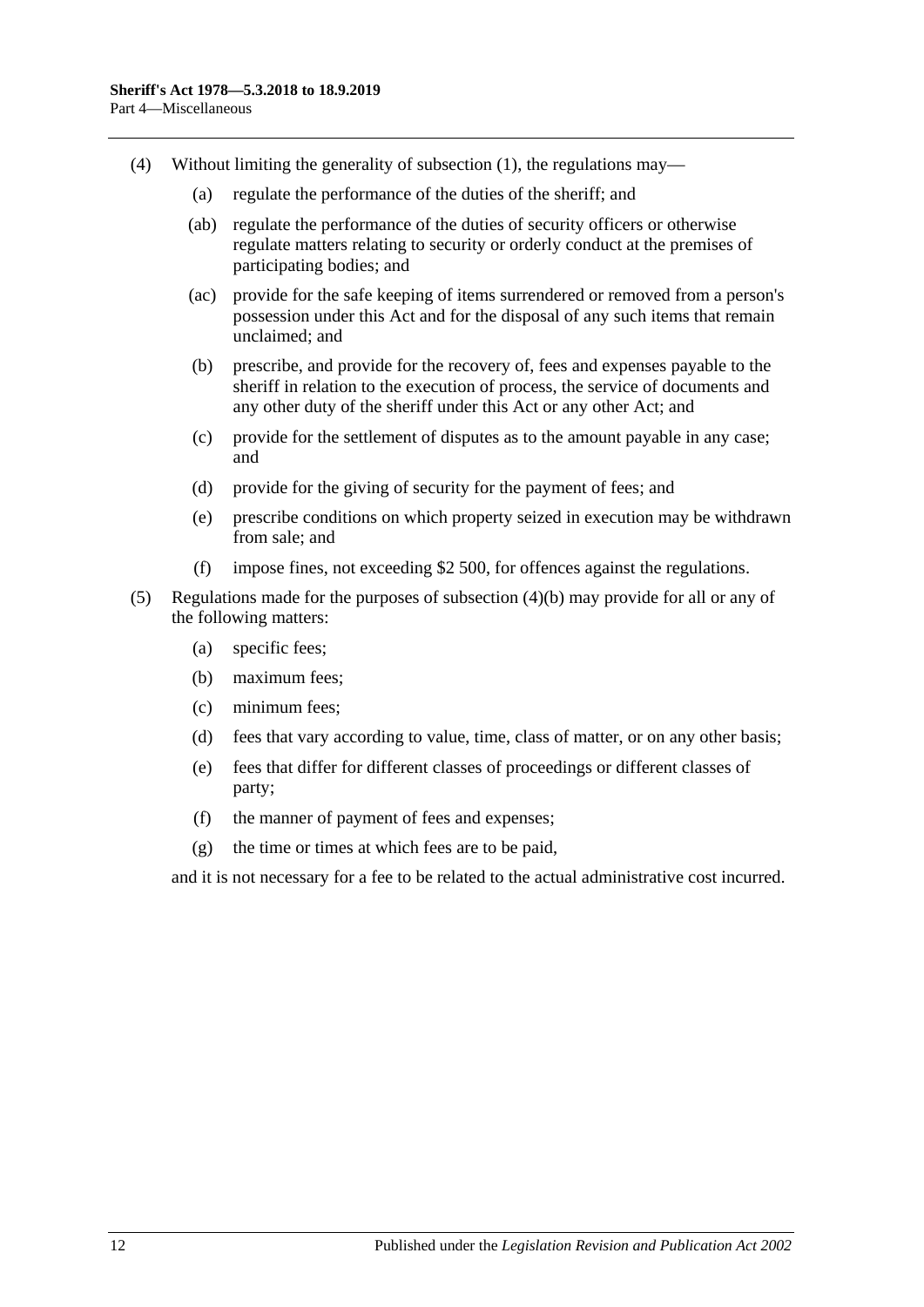(4) Without limiting the generality of subsection (1), the regulations may—

 (a) regulate the performance of the duties of the sheriff; and

 (ab) regulate the performance of the duties of security officers or otherwise regulate matters relating to security or orderly conduct at the premises of participating bodies; and

 (ac) provide for the safe keeping of items surrendered or removed from a person's possession under this Act and for the disposal of any such items that remain unclaimed; and

 (b) prescribe, and provide for the recovery of, fees and expenses payable to the sheriff in relation to the execution of process, the service of documents and any other duty of the sheriff under this Act or any other Act; and

 (c) provide for the settlement of disputes as to the amount payable in any case; and

 (d) provide for the giving of security for the payment of fees; and

 (e) prescribe conditions on which property seized in execution may be withdrawn from sale; and

 (f) impose fines, not exceeding $2 500, for offences against the regulations.

(5) Regulations made for the purposes of subsection (4)(b) may provide for all or any of the following matters:

 (a) specific fees;

 (b) maximum fees;

 (c) minimum fees;

 (d) fees that vary according to value, time, class of matter, or on any other basis;

 (e) fees that differ for different classes of proceedings or different classes of party;

 (f) the manner of payment of fees and expenses;

 (g) the time or times at which fees are to be paid,

and it is not necessary for a fee to be related to the actual administrative cost incurred.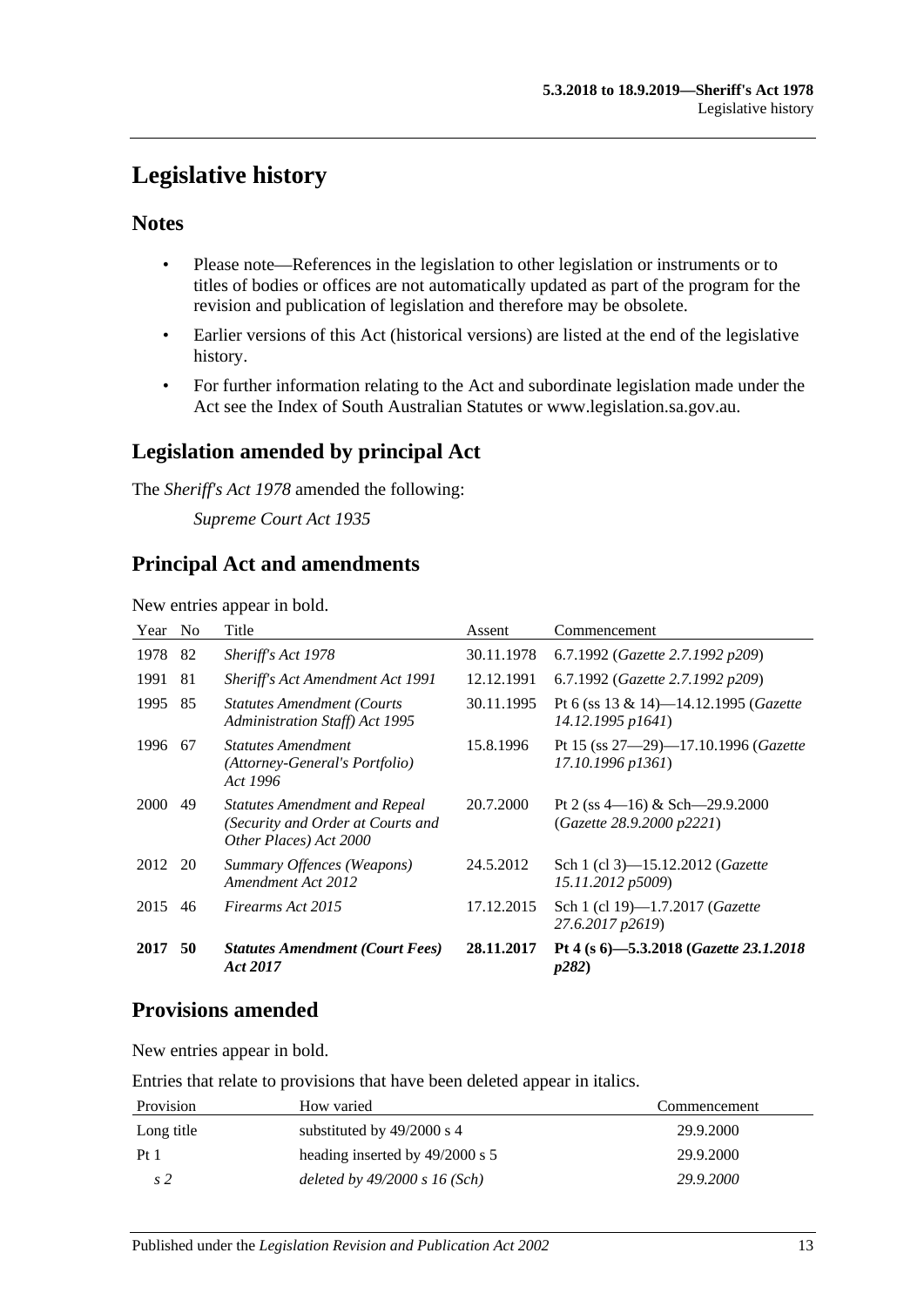# Legislative history

## Notes

- Please note—References in the legislation to other legislation or instruments or to titles of bodies or offices are not automatically updated as part of the program for the revision and publication of legislation and therefore may be obsolete.
- Earlier versions of this Act (historical versions) are listed at the end of the legislative history.
- For further information relating to the Act and subordinate legislation made under the Act see the Index of South Australian Statutes or www.legislation.sa.gov.au.

## Legislation amended by principal Act

The *Sheriff's Act 1978* amended the following:

*Supreme Court Act 1935*

## Principal Act and amendments

New entries appear in bold.

| Year | No | Title | Assent | Commencement |
|---|---|---|---|---|
| 1978 | 82 | *Sheriff's Act 1978* | 30.11.1978 | 6.7.1992 (*Gazette 2.7.1992 p209*) |
| 1991 | 81 | *Sheriff's Act Amendment Act 1991* | 12.12.1991 | 6.7.1992 (*Gazette 2.7.1992 p209*) |
| 1995 | 85 | *Statutes Amendment (Courts Administration Staff) Act 1995* | 30.11.1995 | Pt 6 (ss 13 & 14)—14.12.1995 (*Gazette 14.12.1995 p1641*) |
| 1996 | 67 | *Statutes Amendment (Attorney-General's Portfolio) Act 1996* | 15.8.1996 | Pt 15 (ss 27—29)—17.10.1996 (*Gazette 17.10.1996 p1361*) |
| 2000 | 49 | *Statutes Amendment and Repeal (Security and Order at Courts and Other Places) Act 2000* | 20.7.2000 | Pt 2 (ss 4—16) & Sch—29.9.2000 (*Gazette 28.9.2000 p2221*) |
| 2012 | 20 | *Summary Offences (Weapons) Amendment Act 2012* | 24.5.2012 | Sch 1 (cl 3)—15.12.2012 (*Gazette 15.11.2012 p5009*) |
| 2015 | 46 | *Firearms Act 2015* | 17.12.2015 | Sch 1 (cl 19)—1.7.2017 (*Gazette 27.6.2017 p2619*) |
| **2017** | **50** | ***Statutes Amendment (Court Fees) Act 2017*** | **28.11.2017** | **Pt 4 (s 6)—5.3.2018 (*Gazette 23.1.2018 p282*)** |

## Provisions amended

New entries appear in bold.

Entries that relate to provisions that have been deleted appear in italics.

| Provision | How varied | Commencement |
|---|---|---|
| Long title | substituted by 49/2000 s 4 | 29.9.2000 |
| Pt 1 | heading inserted by 49/2000 s 5 | 29.9.2000 |
| *s 2* | *deleted by 49/2000 s 16 (Sch)* | *29.9.2000* |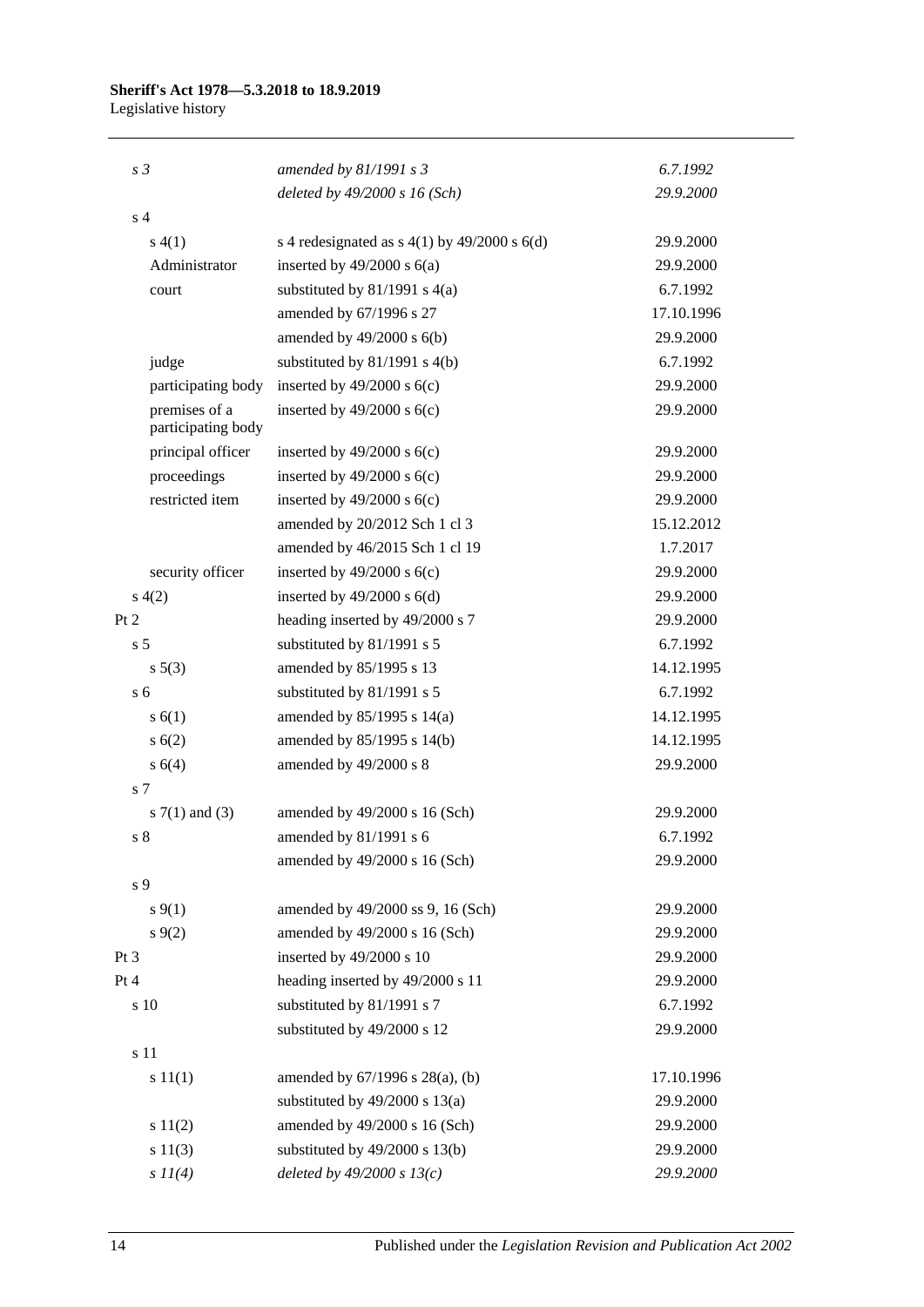| | | |
|---|---|---|
| *s 3* | *amended by 81/1991 s 3* | *6.7.1992* |
| | *deleted by 49/2000 s 16 (Sch)* | *29.9.2000* |
| s 4 | | |
| s 4(1) | s 4 redesignated as s 4(1) by 49/2000 s 6(d) | 29.9.2000 |
| Administrator | inserted by 49/2000 s 6(a) | 29.9.2000 |
| court | substituted by 81/1991 s 4(a) | 6.7.1992 |
| | amended by 67/1996 s 27 | 17.10.1996 |
| | amended by 49/2000 s 6(b) | 29.9.2000 |
| judge | substituted by 81/1991 s 4(b) | 6.7.1992 |
| participating body | inserted by 49/2000 s 6(c) | 29.9.2000 |
| premises of a participating body | inserted by 49/2000 s 6(c) | 29.9.2000 |
| principal officer | inserted by 49/2000 s 6(c) | 29.9.2000 |
| proceedings | inserted by 49/2000 s 6(c) | 29.9.2000 |
| restricted item | inserted by 49/2000 s 6(c) | 29.9.2000 |
| | amended by 20/2012 Sch 1 cl 3 | 15.12.2012 |
| | amended by 46/2015 Sch 1 cl 19 | 1.7.2017 |
| security officer | inserted by 49/2000 s 6(c) | 29.9.2000 |
| s 4(2) | inserted by 49/2000 s 6(d) | 29.9.2000 |
| Pt 2 | heading inserted by 49/2000 s 7 | 29.9.2000 |
| s 5 | substituted by 81/1991 s 5 | 6.7.1992 |
| s 5(3) | amended by 85/1995 s 13 | 14.12.1995 |
| s 6 | substituted by 81/1991 s 5 | 6.7.1992 |
| s 6(1) | amended by 85/1995 s 14(a) | 14.12.1995 |
| s 6(2) | amended by 85/1995 s 14(b) | 14.12.1995 |
| s 6(4) | amended by 49/2000 s 8 | 29.9.2000 |
| s 7 | | |
| s 7(1) and (3) | amended by 49/2000 s 16 (Sch) | 29.9.2000 |
| s 8 | amended by 81/1991 s 6 | 6.7.1992 |
| | amended by 49/2000 s 16 (Sch) | 29.9.2000 |
| s 9 | | |
| s 9(1) | amended by 49/2000 ss 9, 16 (Sch) | 29.9.2000 |
| s 9(2) | amended by 49/2000 s 16 (Sch) | 29.9.2000 |
| Pt 3 | inserted by 49/2000 s 10 | 29.9.2000 |
| Pt 4 | heading inserted by 49/2000 s 11 | 29.9.2000 |
| s 10 | substituted by 81/1991 s 7 | 6.7.1992 |
| | substituted by 49/2000 s 12 | 29.9.2000 |
| s 11 | | |
| s 11(1) | amended by 67/1996 s 28(a), (b) | 17.10.1996 |
| | substituted by 49/2000 s 13(a) | 29.9.2000 |
| s 11(2) | amended by 49/2000 s 16 (Sch) | 29.9.2000 |
| s 11(3) | substituted by 49/2000 s 13(b) | 29.9.2000 |
| *s 11(4)* | *deleted by 49/2000 s 13(c)* | *29.9.2000* |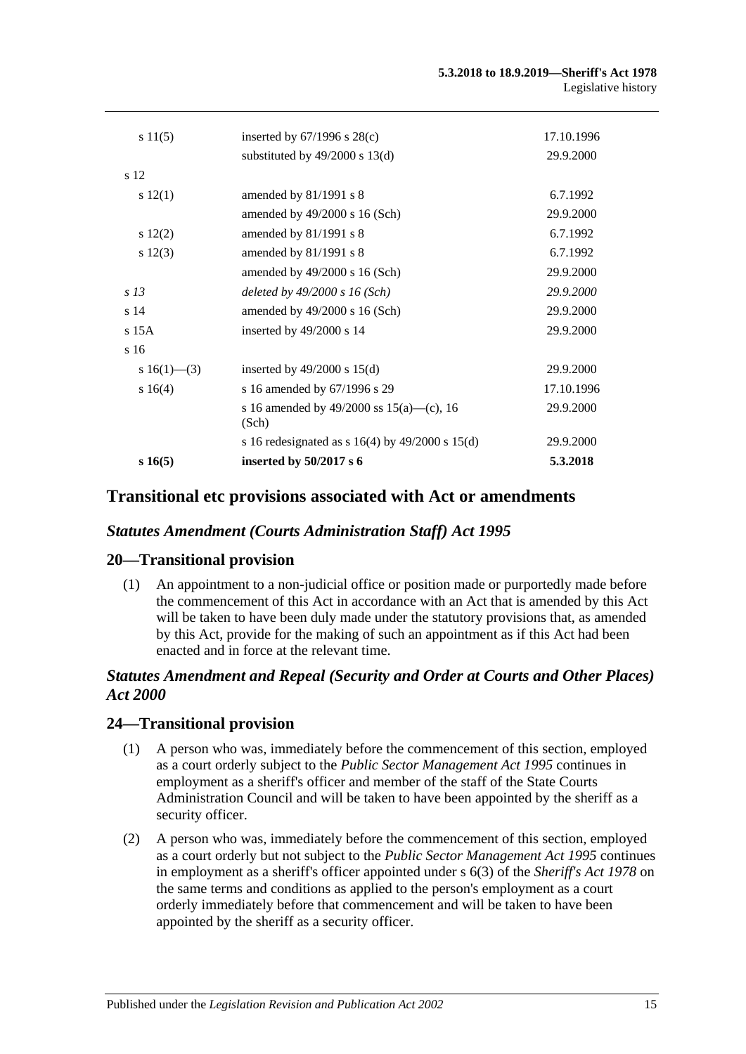| | | |
|---|---|---|
| s 11(5) | inserted by 67/1996 s 28(c) | 17.10.1996 |
| | substituted by 49/2000 s 13(d) | 29.9.2000 |
| s 12 | | |
| s 12(1) | amended by 81/1991 s 8 | 6.7.1992 |
| | amended by 49/2000 s 16 (Sch) | 29.9.2000 |
| s 12(2) | amended by 81/1991 s 8 | 6.7.1992 |
| s 12(3) | amended by 81/1991 s 8 | 6.7.1992 |
| | amended by 49/2000 s 16 (Sch) | 29.9.2000 |
| *s 13* | *deleted by 49/2000 s 16 (Sch)* | *29.9.2000* |
| s 14 | amended by 49/2000 s 16 (Sch) | 29.9.2000 |
| s 15A | inserted by 49/2000 s 14 | 29.9.2000 |
| s 16 | | |
| s 16(1)—(3) | inserted by 49/2000 s 15(d) | 29.9.2000 |
| s 16(4) | s 16 amended by 67/1996 s 29 | 17.10.1996 |
| | s 16 amended by 49/2000 ss 15(a)—(c), 16 (Sch) | 29.9.2000 |
| | s 16 redesignated as s 16(4) by 49/2000 s 15(d) | 29.9.2000 |
| **s 16(5)** | **inserted by 50/2017 s 6** | **5.3.2018** |

## Transitional etc provisions associated with Act or amendments

### *Statutes Amendment (Courts Administration Staff) Act 1995*

## 20—Transitional provision

(1) An appointment to a non-judicial office or position made or purportedly made before the commencement of this Act in accordance with an Act that is amended by this Act will be taken to have been duly made under the statutory provisions that, as amended by this Act, provide for the making of such an appointment as if this Act had been enacted and in force at the relevant time.

### *Statutes Amendment and Repeal (Security and Order at Courts and Other Places) Act 2000*

## 24—Transitional provision

(1) A person who was, immediately before the commencement of this section, employed as a court orderly subject to the *Public Sector Management Act 1995* continues in employment as a sheriff's officer and member of the staff of the State Courts Administration Council and will be taken to have been appointed by the sheriff as a security officer.

(2) A person who was, immediately before the commencement of this section, employed as a court orderly but not subject to the *Public Sector Management Act 1995* continues in employment as a sheriff's officer appointed under s 6(3) of the *Sheriff's Act 1978* on the same terms and conditions as applied to the person's employment as a court orderly immediately before that commencement and will be taken to have been appointed by the sheriff as a security officer.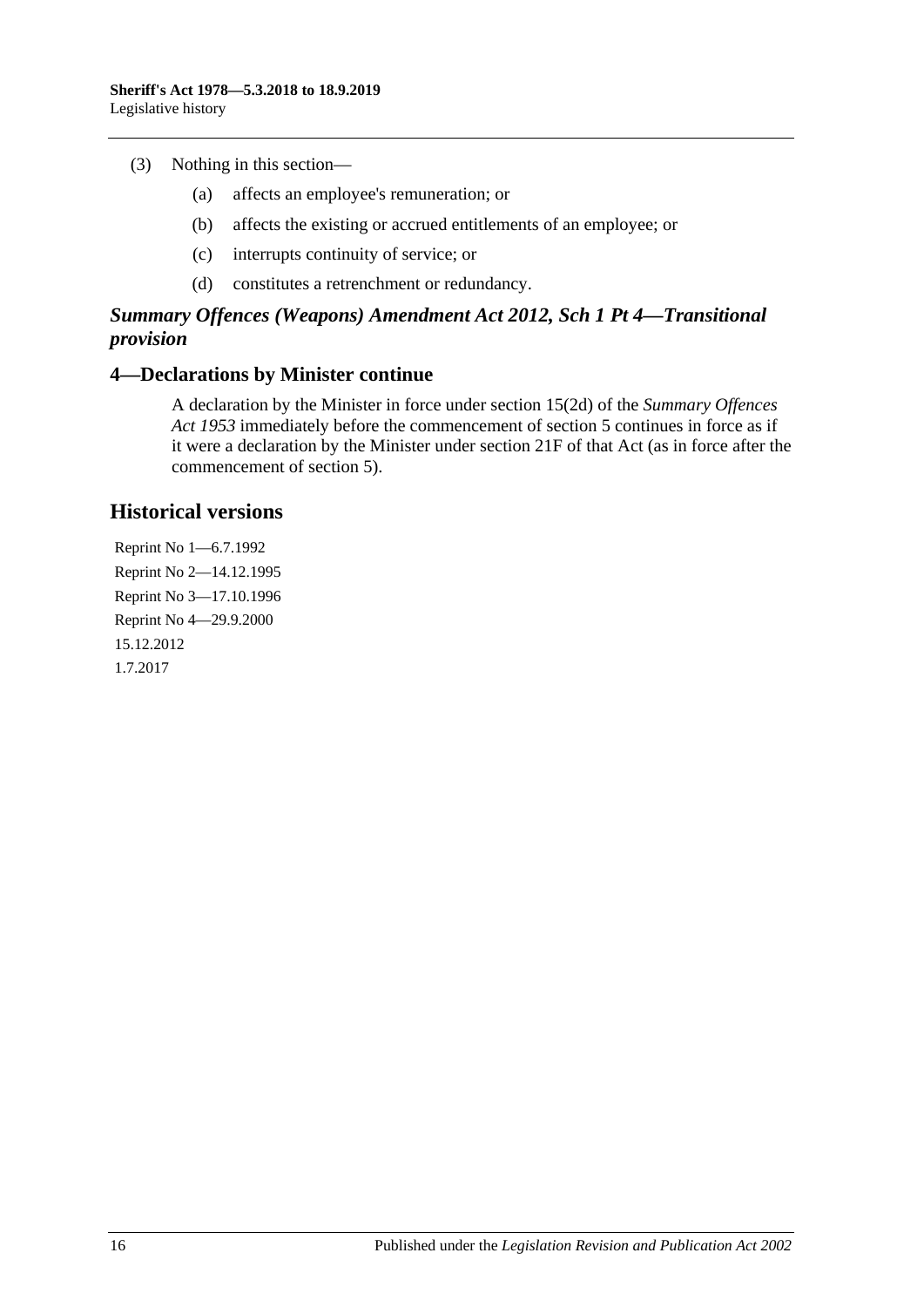(3) Nothing in this section—

(a) affects an employee's remuneration; or

(b) affects the existing or accrued entitlements of an employee; or

(c) interrupts continuity of service; or

(d) constitutes a retrenchment or redundancy.

### *Summary Offences (Weapons) Amendment Act 2012, Sch 1 Pt 4—Transitional provision*

### 4—Declarations by Minister continue

A declaration by the Minister in force under section 15(2d) of the *Summary Offences Act 1953* immediately before the commencement of section 5 continues in force as if it were a declaration by the Minister under section 21F of that Act (as in force after the commencement of section 5).

## Historical versions

Reprint No 1—6.7.1992

Reprint No 2—14.12.1995

Reprint No 3—17.10.1996

Reprint No 4—29.9.2000

15.12.2012

1.7.2017